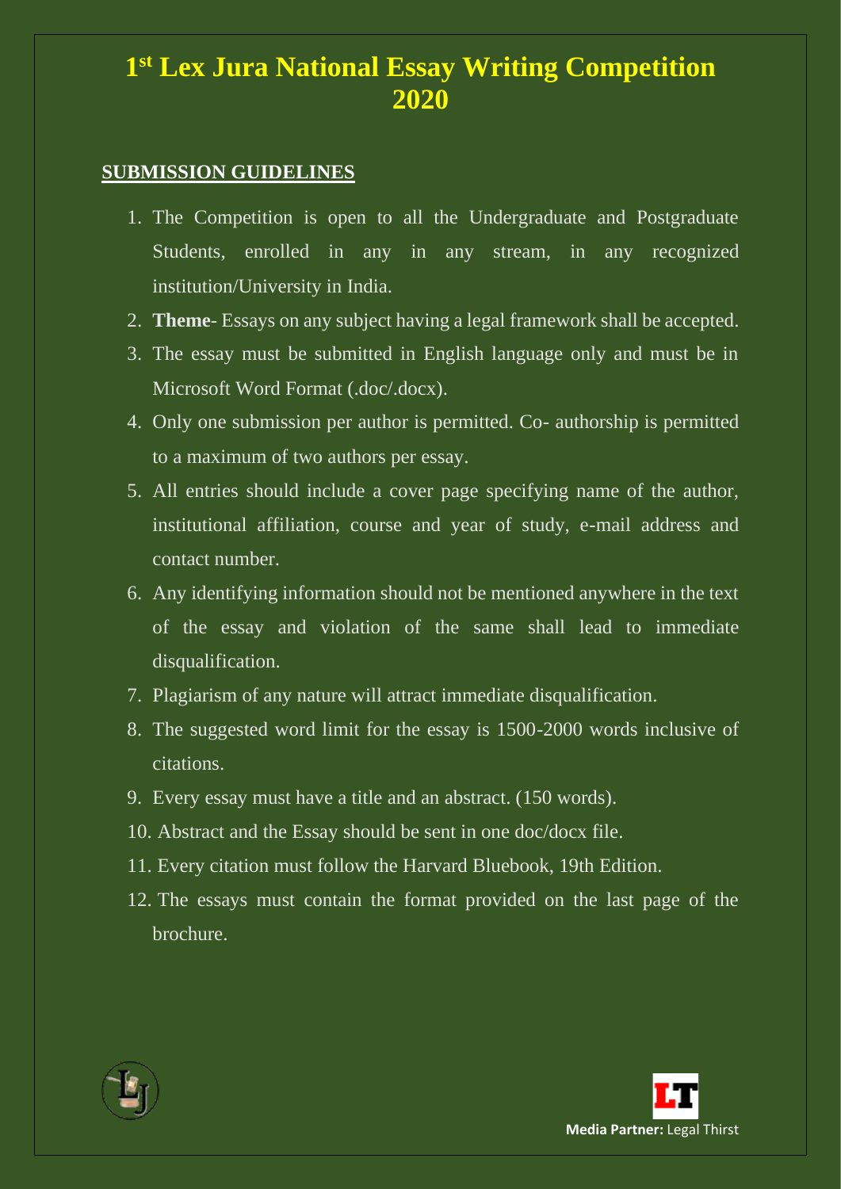# 1st Lex Jura National Essay Writing Competition 2020

## SUBMISSION GUIDELINES

1. The Competition is open to all the Undergraduate and Postgraduate Students, enrolled in any in any stream, in any recognized institution/University in India.
2. **Theme**- Essays on any subject having a legal framework shall be accepted.
3. The essay must be submitted in English language only and must be in Microsoft Word Format (.doc/.docx).
4. Only one submission per author is permitted. Co- authorship is permitted to a maximum of two authors per essay.
5. All entries should include a cover page specifying name of the author, institutional affiliation, course and year of study, e-mail address and contact number.
6. Any identifying information should not be mentioned anywhere in the text of the essay and violation of the same shall lead to immediate disqualification.
7. Plagiarism of any nature will attract immediate disqualification.
8. The suggested word limit for the essay is 1500-2000 words inclusive of citations.
9. Every essay must have a title and an abstract. (150 words).
10. Abstract and the Essay should be sent in one doc/docx file.
11. Every citation must follow the Harvard Bluebook, 19th Edition.
12. The essays must contain the format provided on the last page of the brochure.

**Media Partner:** Legal Thirst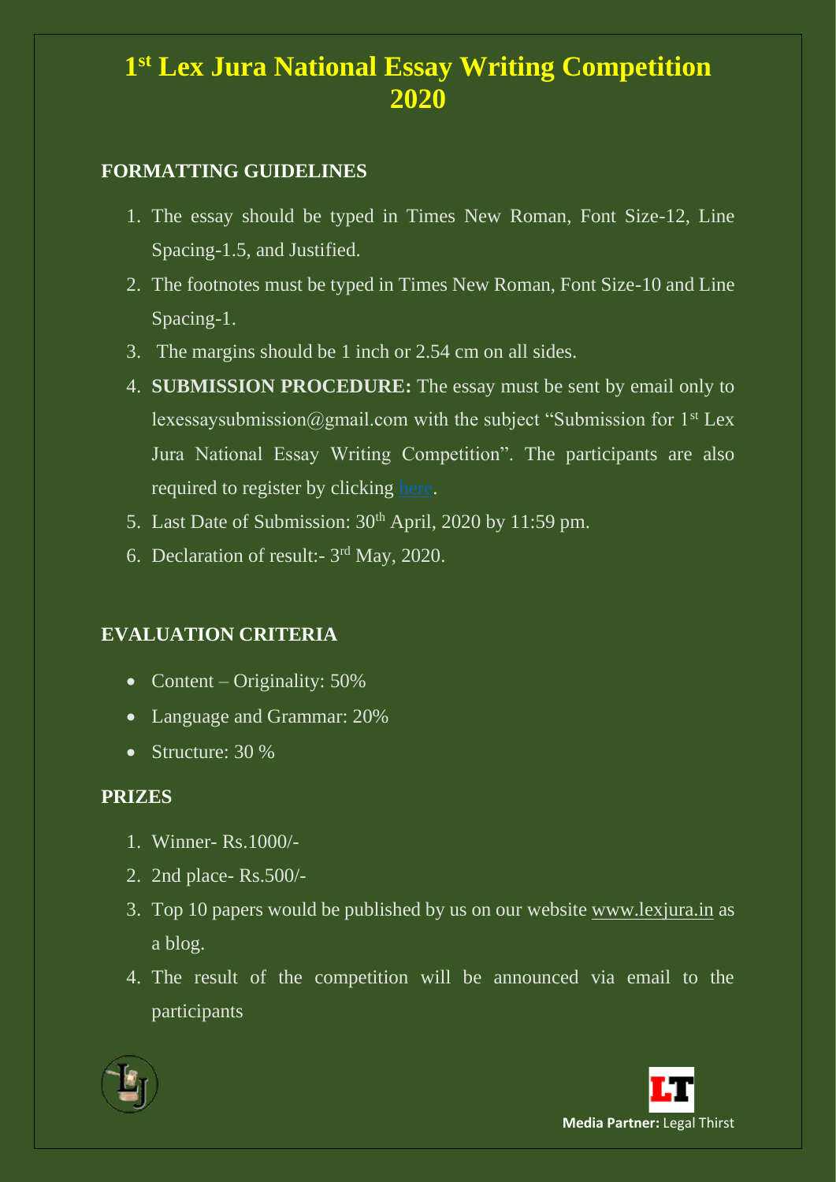# 1st Lex Jura National Essay Writing Competition 2020

## FORMATTING GUIDELINES

1. The essay should be typed in Times New Roman, Font Size-12, Line Spacing-1.5, and Justified.
2. The footnotes must be typed in Times New Roman, Font Size-10 and Line Spacing-1.
3. The margins should be 1 inch or 2.54 cm on all sides.
4. **SUBMISSION PROCEDURE:** The essay must be sent by email only to lexessaysubmission@gmail.com with the subject "Submission for 1st Lex Jura National Essay Writing Competition". The participants are also required to register by clicking here.
5. Last Date of Submission: 30th April, 2020 by 11:59 pm.
6. Declaration of result:- 3rd May, 2020.

## EVALUATION CRITERIA

- Content – Originality: 50%
- Language and Grammar: 20%
- Structure: 30 %

## PRIZES

1. Winner- Rs.1000/-
2. 2nd place- Rs.500/-
3. Top 10 papers would be published by us on our website www.lexjura.in as a blog.
4. The result of the competition will be announced via email to the participants

**Media Partner:** Legal Thirst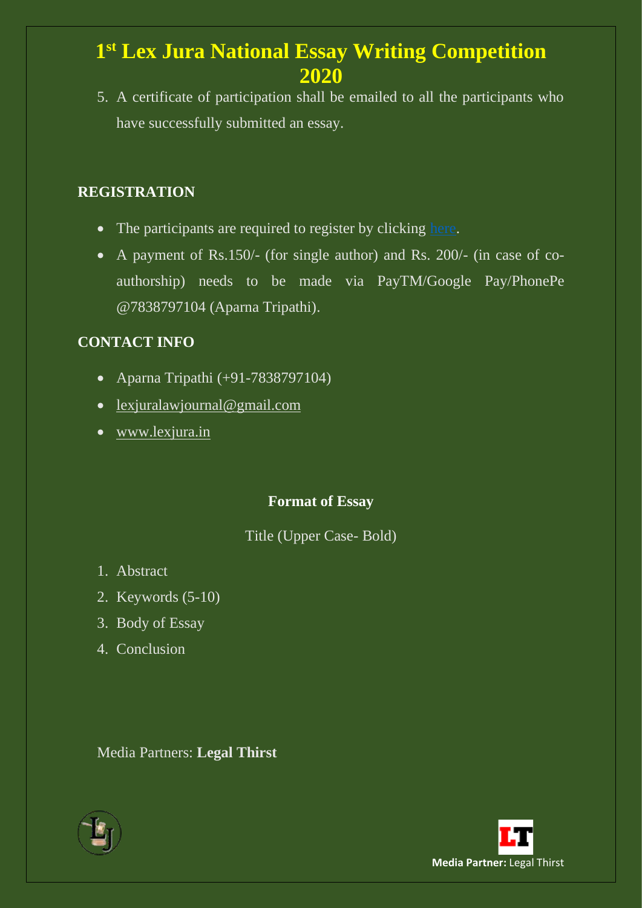# 1st Lex Jura National Essay Writing Competition 2020

5. A certificate of participation shall be emailed to all the participants who have successfully submitted an essay.

## REGISTRATION

- The participants are required to register by clicking here.
- A payment of Rs.150/- (for single author) and Rs. 200/- (in case of co-authorship) needs to be made via PayTM/Google Pay/PhonePe @7838797104 (Aparna Tripathi).

## CONTACT INFO

- Aparna Tripathi (+91-7838797104)
- lexjuralawjournal@gmail.com
- www.lexjura.in

### Format of Essay

Title (Upper Case- Bold)

1. Abstract
2. Keywords (5-10)
3. Body of Essay
4. Conclusion

Media Partners: **Legal Thirst**

**Media Partner:** Legal Thirst